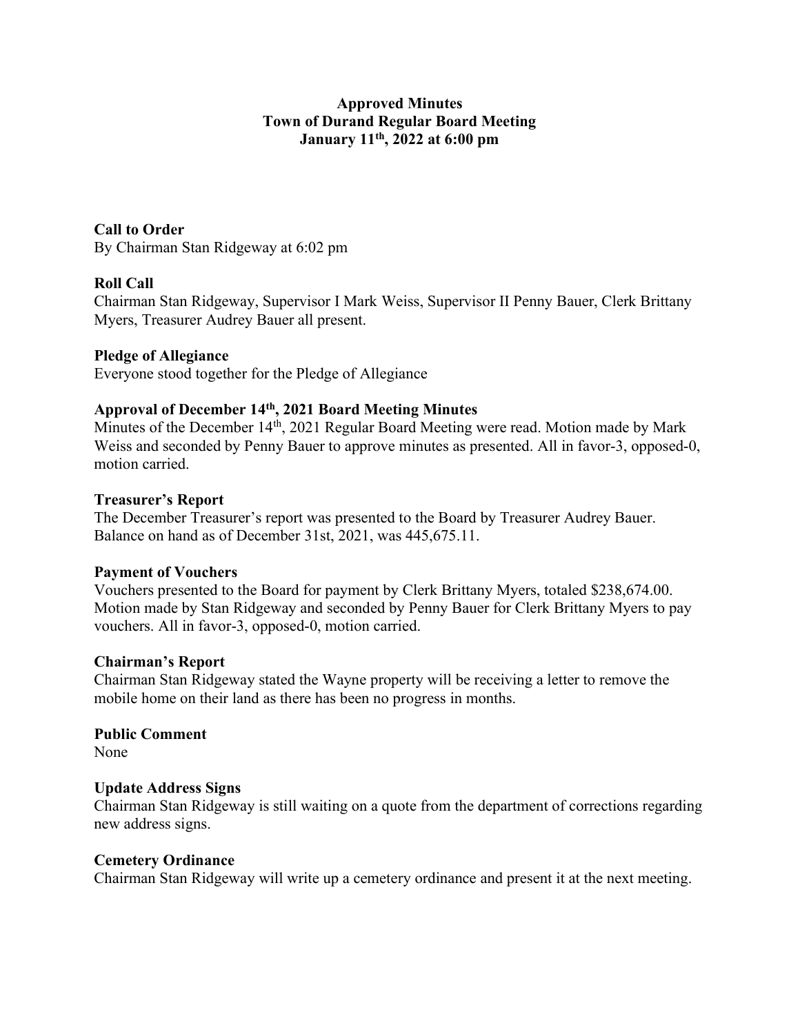# Approved Minutes
## Town of Durand Regular Board Meeting
## January 11th, 2022 at 6:00 pm

**Call to Order**
By Chairman Stan Ridgeway at 6:02 pm

**Roll Call**
Chairman Stan Ridgeway, Supervisor I Mark Weiss, Supervisor II Penny Bauer, Clerk Brittany Myers, Treasurer Audrey Bauer all present.

**Pledge of Allegiance**
Everyone stood together for the Pledge of Allegiance

**Approval of December 14th, 2021 Board Meeting Minutes**
Minutes of the December 14th, 2021 Regular Board Meeting were read. Motion made by Mark Weiss and seconded by Penny Bauer to approve minutes as presented. All in favor-3, opposed-0, motion carried.

**Treasurer's Report**
The December Treasurer's report was presented to the Board by Treasurer Audrey Bauer. Balance on hand as of December 31st, 2021, was 445,675.11.

**Payment of Vouchers**
Vouchers presented to the Board for payment by Clerk Brittany Myers, totaled $238,674.00. Motion made by Stan Ridgeway and seconded by Penny Bauer for Clerk Brittany Myers to pay vouchers. All in favor-3, opposed-0, motion carried.

**Chairman's Report**
Chairman Stan Ridgeway stated the Wayne property will be receiving a letter to remove the mobile home on their land as there has been no progress in months.

**Public Comment**
None

**Update Address Signs**
Chairman Stan Ridgeway is still waiting on a quote from the department of corrections regarding new address signs.

**Cemetery Ordinance**
Chairman Stan Ridgeway will write up a cemetery ordinance and present it at the next meeting.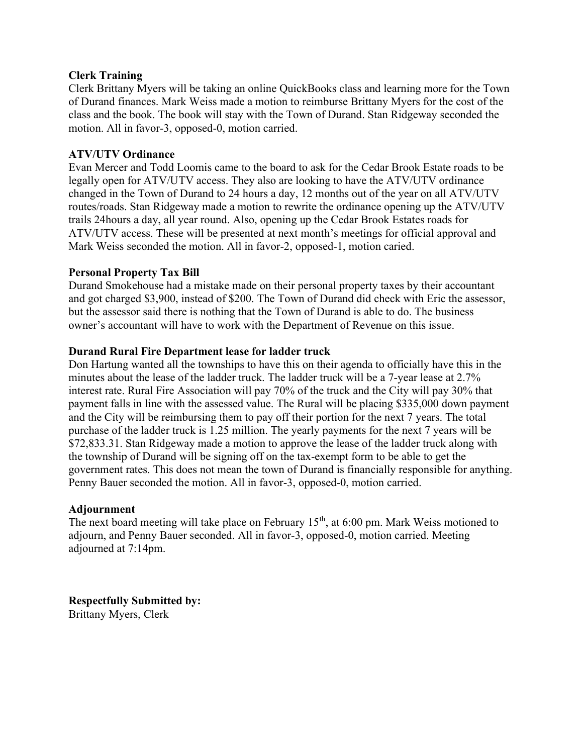**Clerk Training**
Clerk Brittany Myers will be taking an online QuickBooks class and learning more for the Town of Durand finances. Mark Weiss made a motion to reimburse Brittany Myers for the cost of the class and the book. The book will stay with the Town of Durand. Stan Ridgeway seconded the motion. All in favor-3, opposed-0, motion carried.

**ATV/UTV Ordinance**
Evan Mercer and Todd Loomis came to the board to ask for the Cedar Brook Estate roads to be legally open for ATV/UTV access. They also are looking to have the ATV/UTV ordinance changed in the Town of Durand to 24 hours a day, 12 months out of the year on all ATV/UTV routes/roads. Stan Ridgeway made a motion to rewrite the ordinance opening up the ATV/UTV trails 24hours a day, all year round. Also, opening up the Cedar Brook Estates roads for ATV/UTV access. These will be presented at next month's meetings for official approval and Mark Weiss seconded the motion. All in favor-2, opposed-1, motion caried.

**Personal Property Tax Bill**
Durand Smokehouse had a mistake made on their personal property taxes by their accountant and got charged $3,900, instead of $200. The Town of Durand did check with Eric the assessor, but the assessor said there is nothing that the Town of Durand is able to do. The business owner's accountant will have to work with the Department of Revenue on this issue.

**Durand Rural Fire Department lease for ladder truck**
Don Hartung wanted all the townships to have this on their agenda to officially have this in the minutes about the lease of the ladder truck. The ladder truck will be a 7-year lease at 2.7% interest rate. Rural Fire Association will pay 70% of the truck and the City will pay 30% that payment falls in line with the assessed value. The Rural will be placing $335,000 down payment and the City will be reimbursing them to pay off their portion for the next 7 years. The total purchase of the ladder truck is 1.25 million. The yearly payments for the next 7 years will be $72,833.31. Stan Ridgeway made a motion to approve the lease of the ladder truck along with the township of Durand will be signing off on the tax-exempt form to be able to get the government rates. This does not mean the town of Durand is financially responsible for anything. Penny Bauer seconded the motion. All in favor-3, opposed-0, motion carried.

**Adjournment**
The next board meeting will take place on February 15th, at 6:00 pm. Mark Weiss motioned to adjourn, and Penny Bauer seconded. All in favor-3, opposed-0, motion carried. Meeting adjourned at 7:14pm.

**Respectfully Submitted by:**
Brittany Myers, Clerk